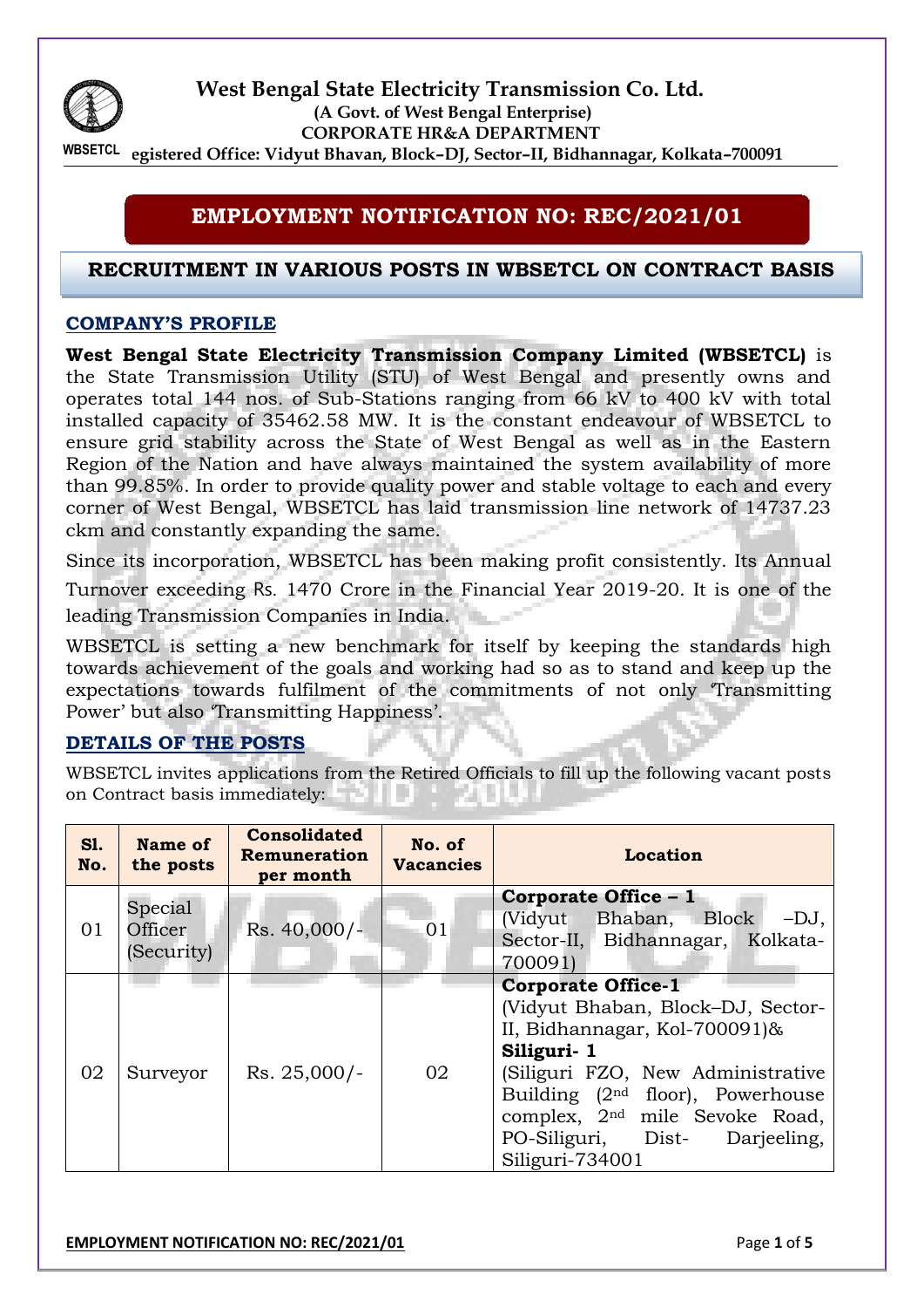# West Bengal State Electricity Transmission Co. Ltd.

**(A Govt. of West Bengal Enterprise)**
**CORPORATE HR&A DEPARTMENT**
WBSETCL **egistered Office: Vidyut Bhavan, Block–DJ, Sector–II, Bidhannagar, Kolkata–700091**

## EMPLOYMENT NOTIFICATION NO: REC/2021/01

## RECRUITMENT IN VARIOUS POSTS IN WBSETCL ON CONTRACT BASIS

### COMPANY'S PROFILE

**West Bengal State Electricity Transmission Company Limited (WBSETCL)** is the State Transmission Utility (STU) of West Bengal and presently owns and operates total 144 nos. of Sub-Stations ranging from 66 kV to 400 kV with total installed capacity of 35462.58 MW. It is the constant endeavour of WBSETCL to ensure grid stability across the State of West Bengal as well as in the Eastern Region of the Nation and have always maintained the system availability of more than 99.85%. In order to provide quality power and stable voltage to each and every corner of West Bengal, WBSETCL has laid transmission line network of 14737.23 ckm and constantly expanding the same.

Since its incorporation, WBSETCL has been making profit consistently. Its Annual Turnover exceeding Rs. 1470 Crore in the Financial Year 2019-20. It is one of the leading Transmission Companies in India.

WBSETCL is setting a new benchmark for itself by keeping the standards high towards achievement of the goals and working had so as to stand and keep up the expectations towards fulfilment of the commitments of not only 'Transmitting Power' but also 'Transmitting Happiness'.

### DETAILS OF THE POSTS

WBSETCL invites applications from the Retired Officials to fill up the following vacant posts on Contract basis immediately:

| Sl. No. | Name of the posts | Consolidated Remuneration per month | No. of Vacancies | Location |
|---|---|---|---|---|
| 01 | Special Officer (Security) | Rs. 40,000/- | 01 | **Corporate Office – 1** (Vidyut Bhaban, Block –DJ, Sector-II, Bidhannagar, Kolkata-700091) |
| 02 | Surveyor | Rs. 25,000/- | 02 | **Corporate Office-1** (Vidyut Bhaban, Block–DJ, Sector-II, Bidhannagar, Kol-700091)& **Siliguri- 1** (Siliguri FZO, New Administrative Building (2nd floor), Powerhouse complex, 2nd mile Sevoke Road, PO-Siliguri, Dist- Darjeeling, Siliguri-734001 |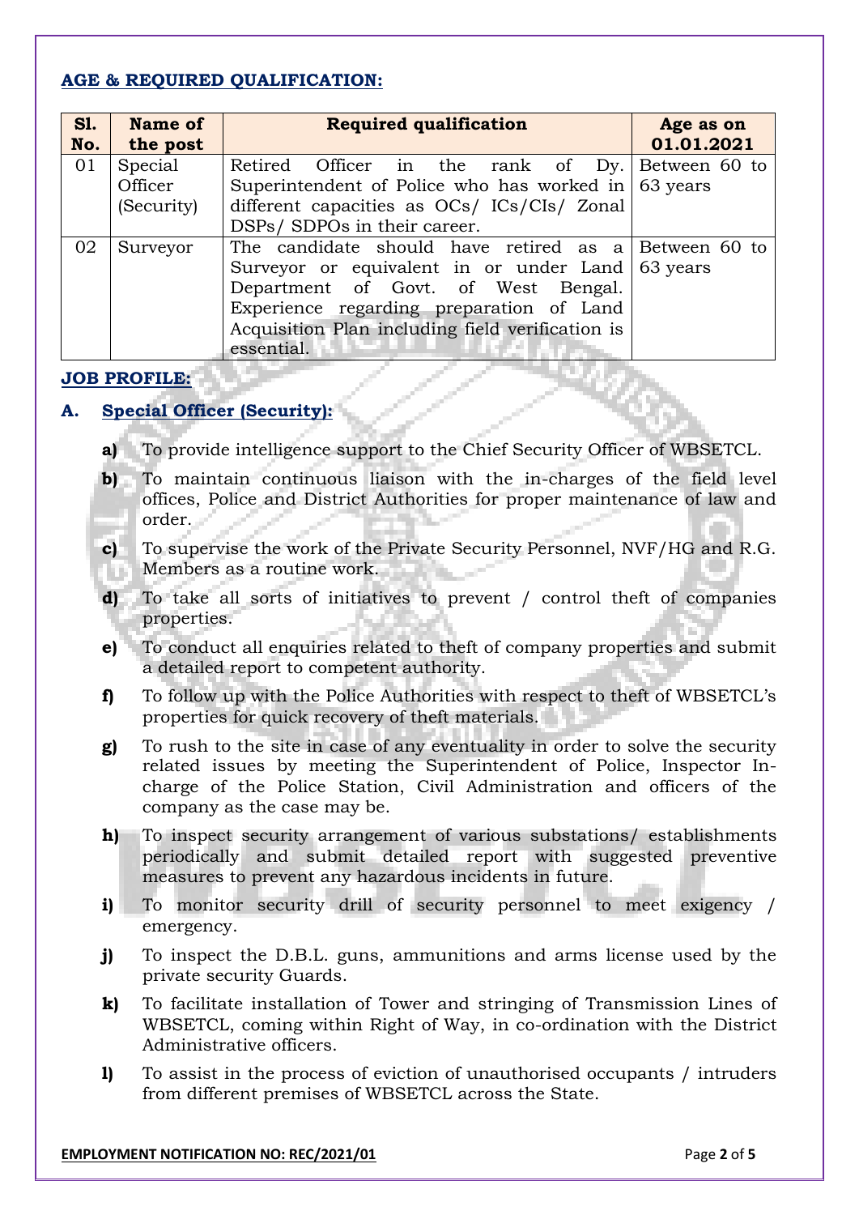**AGE & REQUIRED QUALIFICATION:**

| Sl. No. | Name of the post | Required qualification | Age as on 01.01.2021 |
|---|---|---|---|
| 01 | Special Officer (Security) | Retired Officer in the rank of Dy. Superintendent of Police who has worked in different capacities as OCs/ ICs/CIs/ Zonal DSPs/ SDPOs in their career. | Between 60 to 63 years |
| 02 | Surveyor | The candidate should have retired as a Surveyor or equivalent in or under Land Department of Govt. of West Bengal. Experience regarding preparation of Land Acquisition Plan including field verification is essential. | Between 60 to 63 years |

**JOB PROFILE:**

**A. Special Officer (Security):**

- **a)** To provide intelligence support to the Chief Security Officer of WBSETCL.
- **b)** To maintain continuous liaison with the in-charges of the field level offices, Police and District Authorities for proper maintenance of law and order.
- **c)** To supervise the work of the Private Security Personnel, NVF/HG and R.G. Members as a routine work.
- **d)** To take all sorts of initiatives to prevent / control theft of companies properties.
- **e)** To conduct all enquiries related to theft of company properties and submit a detailed report to competent authority.
- **f)** To follow up with the Police Authorities with respect to theft of WBSETCL's properties for quick recovery of theft materials.
- **g)** To rush to the site in case of any eventuality in order to solve the security related issues by meeting the Superintendent of Police, Inspector In-charge of the Police Station, Civil Administration and officers of the company as the case may be.
- **h)** To inspect security arrangement of various substations/ establishments periodically and submit detailed report with suggested preventive measures to prevent any hazardous incidents in future.
- **i)** To monitor security drill of security personnel to meet exigency / emergency.
- **j)** To inspect the D.B.L. guns, ammunitions and arms license used by the private security Guards.
- **k)** To facilitate installation of Tower and stringing of Transmission Lines of WBSETCL, coming within Right of Way, in co-ordination with the District Administrative officers.
- **l)** To assist in the process of eviction of unauthorised occupants / intruders from different premises of WBSETCL across the State.

**EMPLOYMENT NOTIFICATION NO: REC/2021/01**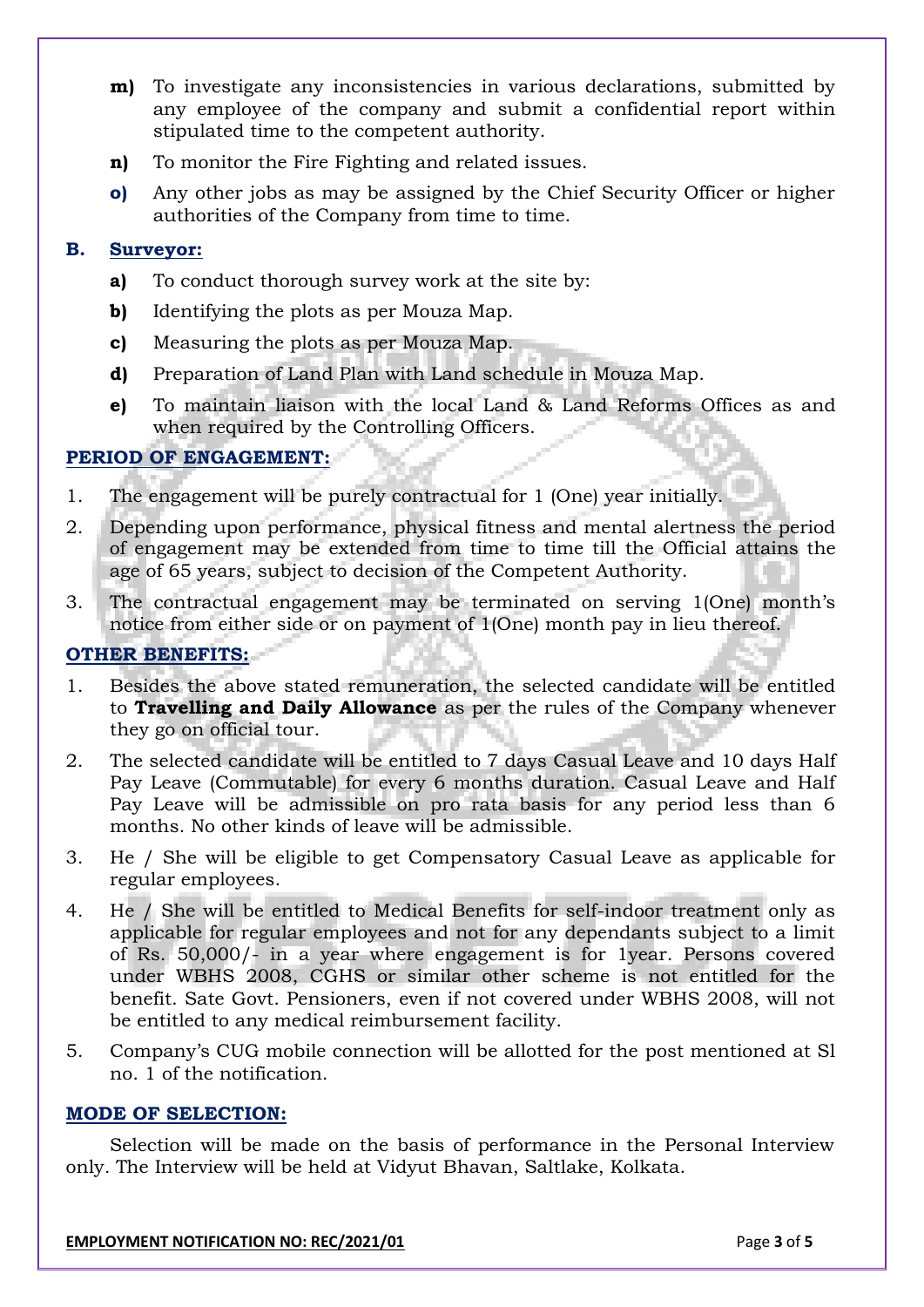**m)** To investigate any inconsistencies in various declarations, submitted by any employee of the company and submit a confidential report within stipulated time to the competent authority.

**n)** To monitor the Fire Fighting and related issues.

**o)** Any other jobs as may be assigned by the Chief Security Officer or higher authorities of the Company from time to time.

**B. Surveyor:**

**a)** To conduct thorough survey work at the site by:

**b)** Identifying the plots as per Mouza Map.

**c)** Measuring the plots as per Mouza Map.

**d)** Preparation of Land Plan with Land schedule in Mouza Map.

**e)** To maintain liaison with the local Land & Land Reforms Offices as and when required by the Controlling Officers.

**PERIOD OF ENGAGEMENT:**

1. The engagement will be purely contractual for 1 (One) year initially.
2. Depending upon performance, physical fitness and mental alertness the period of engagement may be extended from time to time till the Official attains the age of 65 years, subject to decision of the Competent Authority.
3. The contractual engagement may be terminated on serving 1(One) month's notice from either side or on payment of 1(One) month pay in lieu thereof.

**OTHER BENEFITS:**

1. Besides the above stated remuneration, the selected candidate will be entitled to **Travelling and Daily Allowance** as per the rules of the Company whenever they go on official tour.
2. The selected candidate will be entitled to 7 days Casual Leave and 10 days Half Pay Leave (Commutable) for every 6 months duration. Casual Leave and Half Pay Leave will be admissible on pro rata basis for any period less than 6 months. No other kinds of leave will be admissible.
3. He / She will be eligible to get Compensatory Casual Leave as applicable for regular employees.
4. He / She will be entitled to Medical Benefits for self-indoor treatment only as applicable for regular employees and not for any dependants subject to a limit of Rs. 50,000/- in a year where engagement is for 1year. Persons covered under WBHS 2008, CGHS or similar other scheme is not entitled for the benefit. Sate Govt. Pensioners, even if not covered under WBHS 2008, will not be entitled to any medical reimbursement facility.
5. Company's CUG mobile connection will be allotted for the post mentioned at Sl no. 1 of the notification.

**MODE OF SELECTION:**

Selection will be made on the basis of performance in the Personal Interview only. The Interview will be held at Vidyut Bhavan, Saltlake, Kolkata.

**EMPLOYMENT NOTIFICATION NO: REC/2021/01**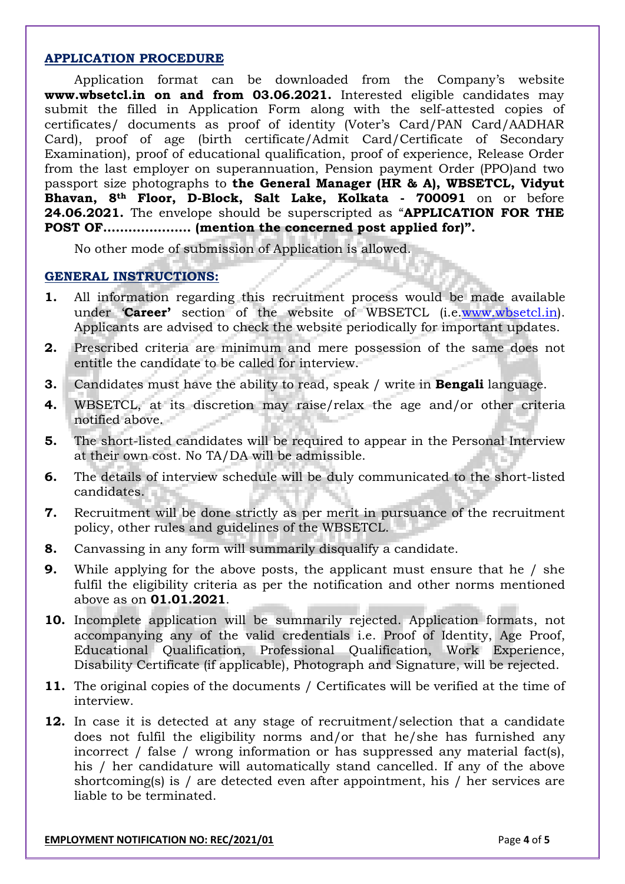## APPLICATION PROCEDURE

Application format can be downloaded from the Company's website **www.wbsetcl.in on and from 03.06.2021.** Interested eligible candidates may submit the filled in Application Form along with the self-attested copies of certificates/ documents as proof of identity (Voter's Card/PAN Card/AADHAR Card), proof of age (birth certificate/Admit Card/Certificate of Secondary Examination), proof of educational qualification, proof of experience, Release Order from the last employer on superannuation, Pension payment Order (PPO)and two passport size photographs to **the General Manager (HR & A), WBSETCL, Vidyut Bhavan, 8th Floor, D-Block, Salt Lake, Kolkata - 700091** on or before **24.06.2021.** The envelope should be superscripted as "**APPLICATION FOR THE POST OF………………… (mention the concerned post applied for)".**

No other mode of submission of Application is allowed.

## GENERAL INSTRUCTIONS:

1. All information regarding this recruitment process would be made available under **'Career'** section of the website of WBSETCL (i.e.www.wbsetcl.in). Applicants are advised to check the website periodically for important updates.
2. Prescribed criteria are minimum and mere possession of the same does not entitle the candidate to be called for interview.
3. Candidates must have the ability to read, speak / write in **Bengali** language.
4. WBSETCL, at its discretion may raise/relax the age and/or other criteria notified above.
5. The short-listed candidates will be required to appear in the Personal Interview at their own cost. No TA/DA will be admissible.
6. The details of interview schedule will be duly communicated to the short-listed candidates.
7. Recruitment will be done strictly as per merit in pursuance of the recruitment policy, other rules and guidelines of the WBSETCL.
8. Canvassing in any form will summarily disqualify a candidate.
9. While applying for the above posts, the applicant must ensure that he / she fulfil the eligibility criteria as per the notification and other norms mentioned above as on **01.01.2021**.
10. Incomplete application will be summarily rejected. Application formats, not accompanying any of the valid credentials i.e. Proof of Identity, Age Proof, Educational Qualification, Professional Qualification, Work Experience, Disability Certificate (if applicable), Photograph and Signature, will be rejected.
11. The original copies of the documents / Certificates will be verified at the time of interview.
12. In case it is detected at any stage of recruitment/selection that a candidate does not fulfil the eligibility norms and/or that he/she has furnished any incorrect / false / wrong information or has suppressed any material fact(s), his / her candidature will automatically stand cancelled. If any of the above shortcoming(s) is / are detected even after appointment, his / her services are liable to be terminated.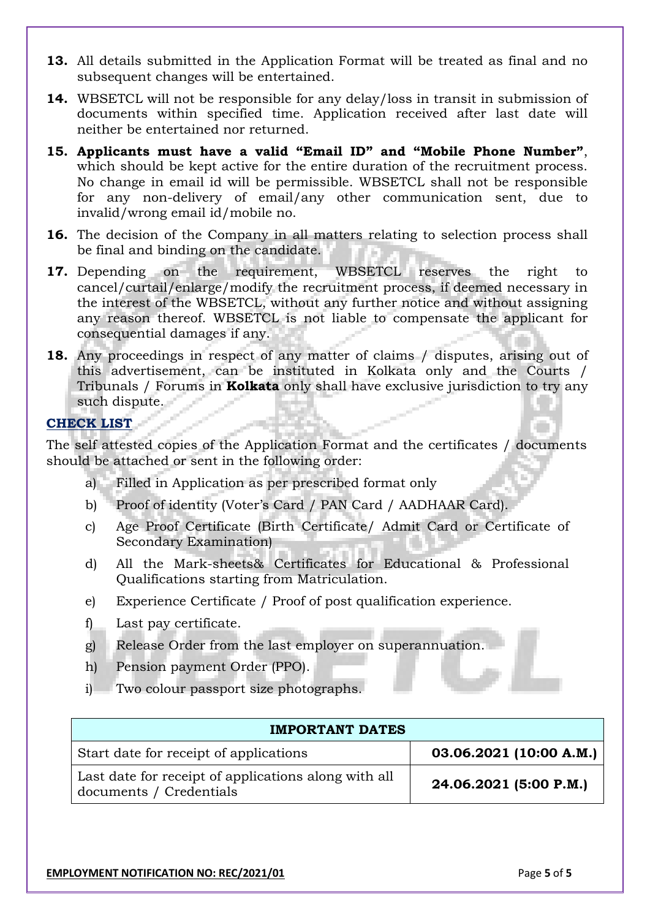13. All details submitted in the Application Format will be treated as final and no subsequent changes will be entertained.

14. WBSETCL will not be responsible for any delay/loss in transit in submission of documents within specified time. Application received after last date will neither be entertained nor returned.

15. **Applicants must have a valid "Email ID" and "Mobile Phone Number"**, which should be kept active for the entire duration of the recruitment process. No change in email id will be permissible. WBSETCL shall not be responsible for any non-delivery of email/any other communication sent, due to invalid/wrong email id/mobile no.

16. The decision of the Company in all matters relating to selection process shall be final and binding on the candidate.

17. Depending on the requirement, WBSETCL reserves the right to cancel/curtail/enlarge/modify the recruitment process, if deemed necessary in the interest of the WBSETCL, without any further notice and without assigning any reason thereof. WBSETCL is not liable to compensate the applicant for consequential damages if any.

18. Any proceedings in respect of any matter of claims / disputes, arising out of this advertisement, can be instituted in Kolkata only and the Courts / Tribunals / Forums in **Kolkata** only shall have exclusive jurisdiction to try any such dispute.

## CHECK LIST

The self attested copies of the Application Format and the certificates / documents should be attached or sent in the following order:

a) Filled in Application as per prescribed format only
b) Proof of identity (Voter's Card / PAN Card / AADHAAR Card).
c) Age Proof Certificate (Birth Certificate/ Admit Card or Certificate of Secondary Examination)
d) All the Mark-sheets& Certificates for Educational & Professional Qualifications starting from Matriculation.
e) Experience Certificate / Proof of post qualification experience.
f) Last pay certificate.
g) Release Order from the last employer on superannuation.
h) Pension payment Order (PPO).
i) Two colour passport size photographs.

| **IMPORTANT DATES** | |
|---|---|
| Start date for receipt of applications | **03.06.2021 (10:00 A.M.)** |
| Last date for receipt of applications along with all documents / Credentials | **24.06.2021 (5:00 P.M.)** |

**EMPLOYMENT NOTIFICATION NO: REC/2021/01**